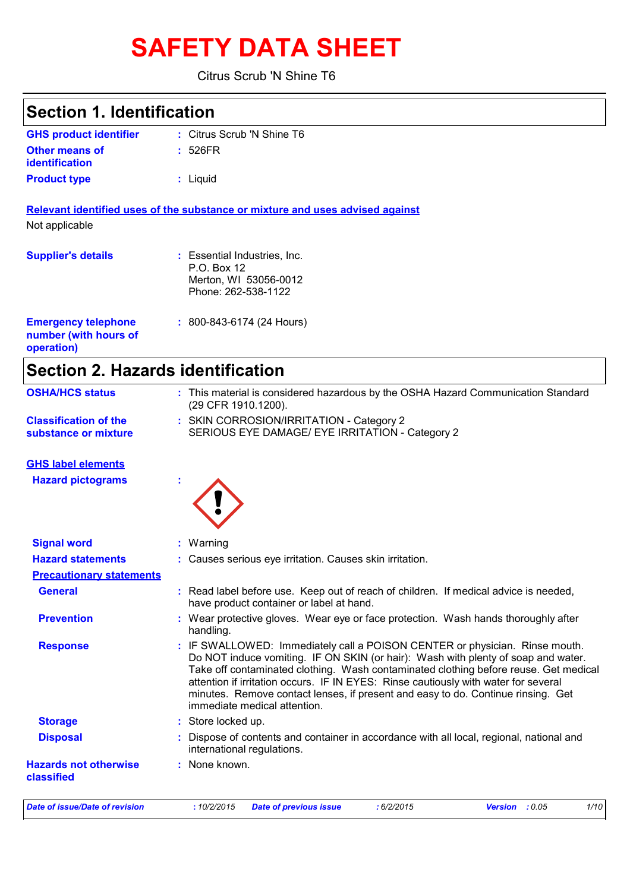# SAFETY DATA SHEET

Citrus Scrub 'N Shine T6

## Section 1. Identification

**GHS product identifier** : Citrus Scrub 'N Shine T6

**Other means of identification** : 526FR

**Product type** : Liquid

**Relevant identified uses of the substance or mixture and uses advised against**

Not applicable

**Supplier's details** : Essential Industries, Inc.
P.O. Box 12
Merton, WI 53056-0012
Phone: 262-538-1122

**Emergency telephone number (with hours of operation)** : 800-843-6174 (24 Hours)

## Section 2. Hazards identification

**OSHA/HCS status** : This material is considered hazardous by the OSHA Hazard Communication Standard (29 CFR 1910.1200).

**Classification of the substance or mixture** : SKIN CORROSION/IRRITATION - Category 2
SERIOUS EYE DAMAGE/ EYE IRRITATION - Category 2

**GHS label elements**

**Hazard pictograms** :

**Signal word** : Warning

**Hazard statements** : Causes serious eye irritation. Causes skin irritation.

**Precautionary statements**

**General** : Read label before use. Keep out of reach of children. If medical advice is needed, have product container or label at hand.

**Prevention** : Wear protective gloves. Wear eye or face protection. Wash hands thoroughly after handling.

**Response** : IF SWALLOWED: Immediately call a POISON CENTER or physician. Rinse mouth. Do NOT induce vomiting. IF ON SKIN (or hair): Wash with plenty of soap and water. Take off contaminated clothing. Wash contaminated clothing before reuse. Get medical attention if irritation occurs. IF IN EYES: Rinse cautiously with water for several minutes. Remove contact lenses, if present and easy to do. Continue rinsing. Get immediate medical attention.

**Storage** : Store locked up.

**Disposal** : Dispose of contents and container in accordance with all local, regional, national and international regulations.

**Hazards not otherwise classified** : None known.

*Date of issue/Date of revision* : 10/2/2015 *Date of previous issue* : 6/2/2015 *Version* : 0.05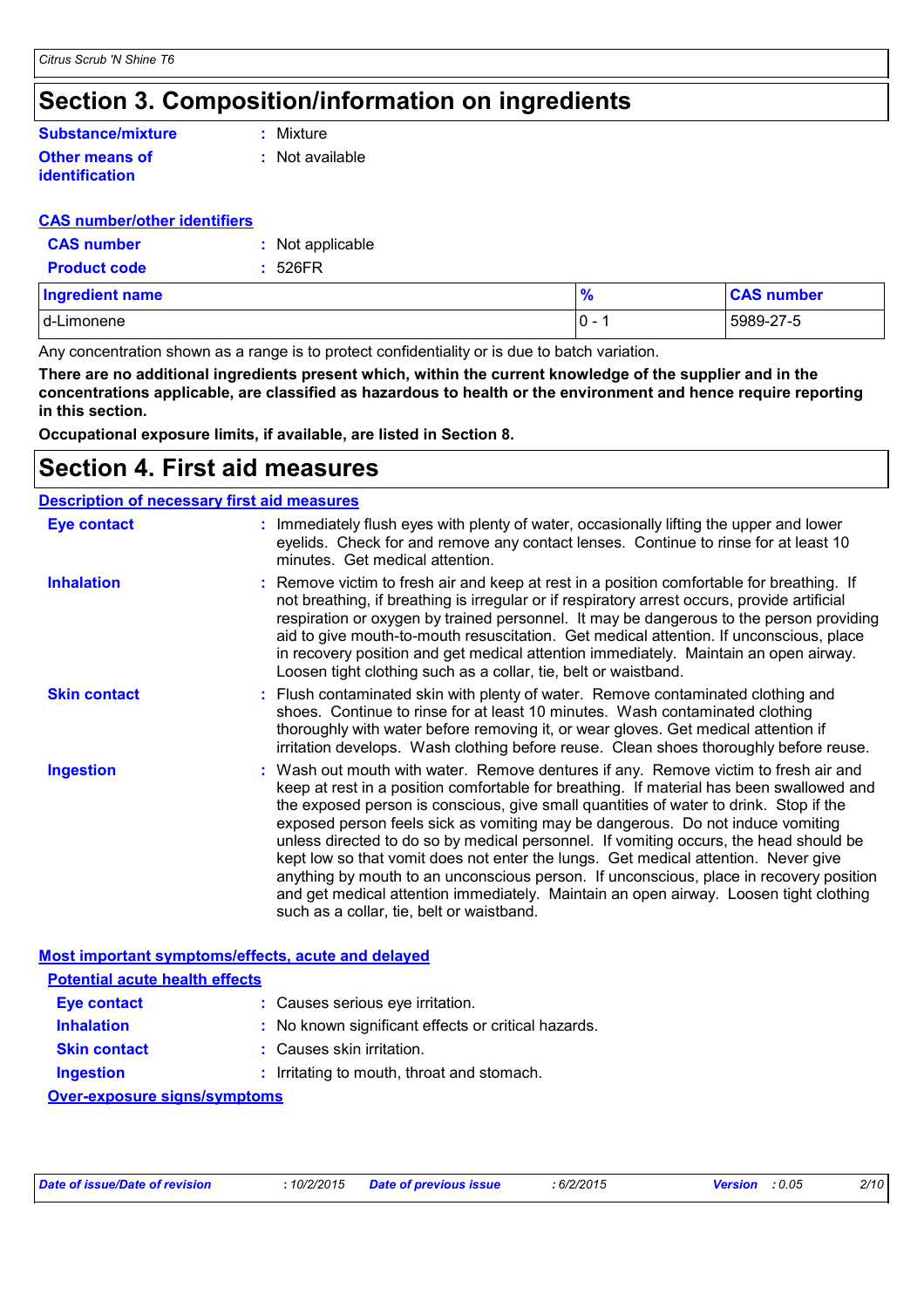# Section 3. Composition/information on ingredients

**Substance/mixture** : Mixture

**Other means of identification** : Not available

**CAS number/other identifiers**

**CAS number** : Not applicable

**Product code** : 526FR

| Ingredient name | % | CAS number |
|---|---|---|
| d-Limonene | 0 - 1 | 5989-27-5 |

Any concentration shown as a range is to protect confidentiality or is due to batch variation.

**There are no additional ingredients present which, within the current knowledge of the supplier and in the concentrations applicable, are classified as hazardous to health or the environment and hence require reporting in this section.**

**Occupational exposure limits, if available, are listed in Section 8.**

# Section 4. First aid measures

**Description of necessary first aid measures**

**Eye contact** : Immediately flush eyes with plenty of water, occasionally lifting the upper and lower eyelids. Check for and remove any contact lenses. Continue to rinse for at least 10 minutes. Get medical attention.

**Inhalation** : Remove victim to fresh air and keep at rest in a position comfortable for breathing. If not breathing, if breathing is irregular or if respiratory arrest occurs, provide artificial respiration or oxygen by trained personnel. It may be dangerous to the person providing aid to give mouth-to-mouth resuscitation. Get medical attention. If unconscious, place in recovery position and get medical attention immediately. Maintain an open airway. Loosen tight clothing such as a collar, tie, belt or waistband.

**Skin contact** : Flush contaminated skin with plenty of water. Remove contaminated clothing and shoes. Continue to rinse for at least 10 minutes. Wash contaminated clothing thoroughly with water before removing it, or wear gloves. Get medical attention if irritation develops. Wash clothing before reuse. Clean shoes thoroughly before reuse.

**Ingestion** : Wash out mouth with water. Remove dentures if any. Remove victim to fresh air and keep at rest in a position comfortable for breathing. If material has been swallowed and the exposed person is conscious, give small quantities of water to drink. Stop if the exposed person feels sick as vomiting may be dangerous. Do not induce vomiting unless directed to do so by medical personnel. If vomiting occurs, the head should be kept low so that vomit does not enter the lungs. Get medical attention. Never give anything by mouth to an unconscious person. If unconscious, place in recovery position and get medical attention immediately. Maintain an open airway. Loosen tight clothing such as a collar, tie, belt or waistband.

**Most important symptoms/effects, acute and delayed**

**Potential acute health effects**

**Eye contact** : Causes serious eye irritation.

**Inhalation** : No known significant effects or critical hazards.

**Skin contact** : Causes skin irritation.

**Ingestion** : Irritating to mouth, throat and stomach.

**Over-exposure signs/symptoms**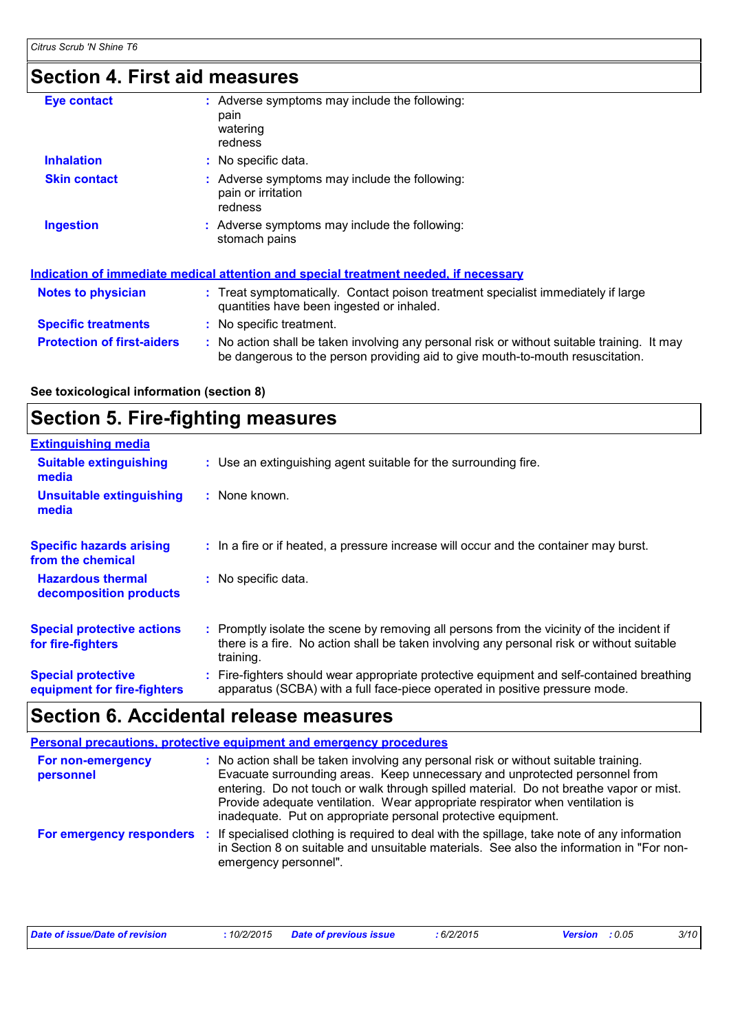## Section 4. First aid measures

| | | |
|---|---|---|
| **Eye contact** | : | Adverse symptoms may include the following:<br>pain<br>watering<br>redness |
| **Inhalation** | : | No specific data. |
| **Skin contact** | : | Adverse symptoms may include the following:<br>pain or irritation<br>redness |
| **Ingestion** | : | Adverse symptoms may include the following:<br>stomach pains |

**Indication of immediate medical attention and special treatment needed, if necessary**

| | | |
|---|---|---|
| **Notes to physician** | : | Treat symptomatically. Contact poison treatment specialist immediately if large quantities have been ingested or inhaled. |
| **Specific treatments** | : | No specific treatment. |
| **Protection of first-aiders** | : | No action shall be taken involving any personal risk or without suitable training. It may be dangerous to the person providing aid to give mouth-to-mouth resuscitation. |

**See toxicological information (section 8)**

## Section 5. Fire-fighting measures

**Extinguishing media**

| | | |
|---|---|---|
| **Suitable extinguishing media** | : | Use an extinguishing agent suitable for the surrounding fire. |
| **Unsuitable extinguishing media** | : | None known. |
| **Specific hazards arising from the chemical** | : | In a fire or if heated, a pressure increase will occur and the container may burst. |
| **Hazardous thermal decomposition products** | : | No specific data. |
| **Special protective actions for fire-fighters** | : | Promptly isolate the scene by removing all persons from the vicinity of the incident if there is a fire. No action shall be taken involving any personal risk or without suitable training. |
| **Special protective equipment for fire-fighters** | : | Fire-fighters should wear appropriate protective equipment and self-contained breathing apparatus (SCBA) with a full face-piece operated in positive pressure mode. |

## Section 6. Accidental release measures

**Personal precautions, protective equipment and emergency procedures**

| | | |
|---|---|---|
| **For non-emergency personnel** | : | No action shall be taken involving any personal risk or without suitable training. Evacuate surrounding areas. Keep unnecessary and unprotected personnel from entering. Do not touch or walk through spilled material. Do not breathe vapor or mist. Provide adequate ventilation. Wear appropriate respirator when ventilation is inadequate. Put on appropriate personal protective equipment. |
| **For emergency responders** | : | If specialised clothing is required to deal with the spillage, take note of any information in Section 8 on suitable and unsuitable materials. See also the information in "For non-emergency personnel". |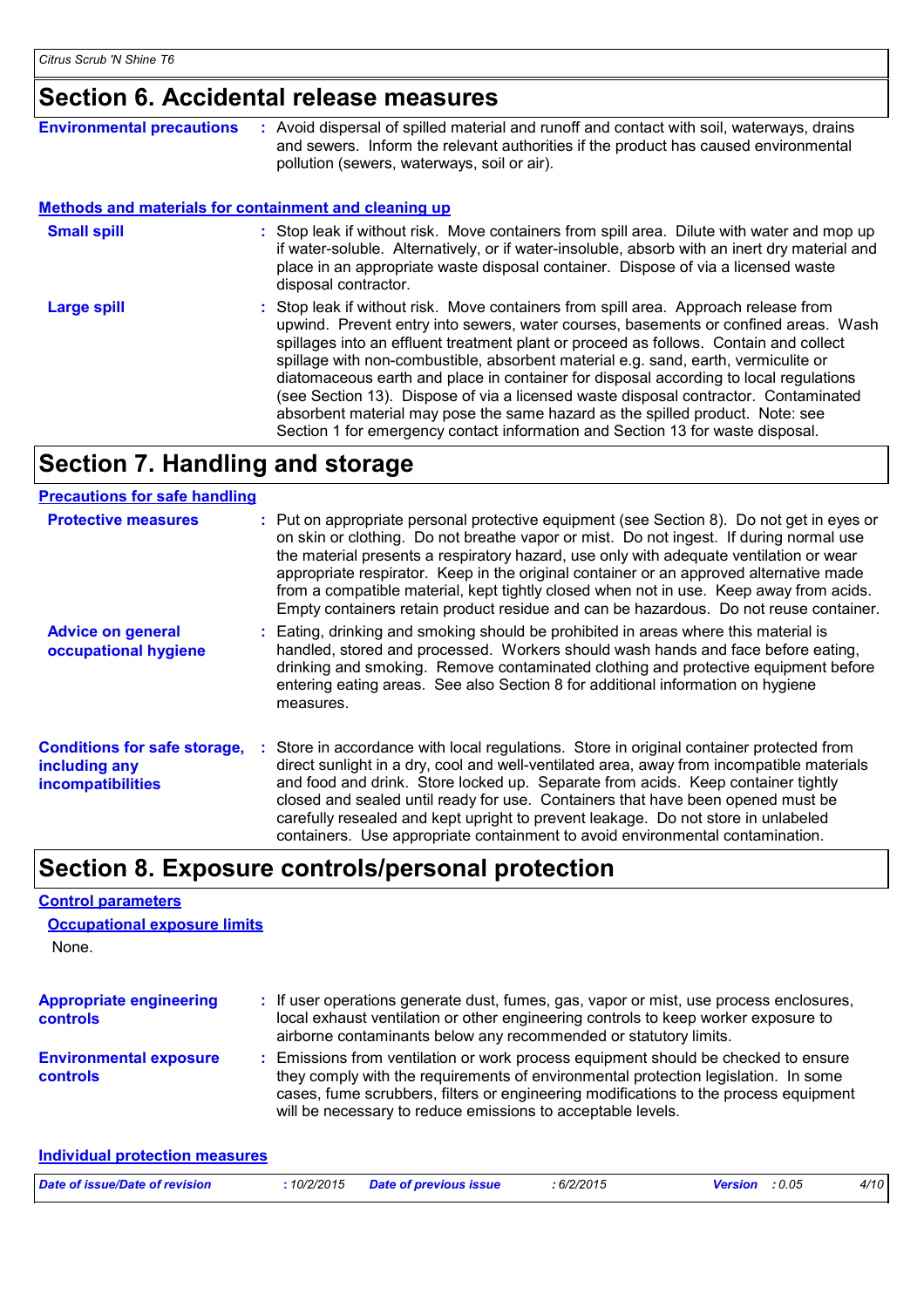## Section 6. Accidental release measures

**Environmental precautions** : Avoid dispersal of spilled material and runoff and contact with soil, waterways, drains and sewers. Inform the relevant authorities if the product has caused environmental pollution (sewers, waterways, soil or air).

### Methods and materials for containment and cleaning up

**Small spill** : Stop leak if without risk. Move containers from spill area. Dilute with water and mop up if water-soluble. Alternatively, or if water-insoluble, absorb with an inert dry material and place in an appropriate waste disposal container. Dispose of via a licensed waste disposal contractor.

**Large spill** : Stop leak if without risk. Move containers from spill area. Approach release from upwind. Prevent entry into sewers, water courses, basements or confined areas. Wash spillages into an effluent treatment plant or proceed as follows. Contain and collect spillage with non-combustible, absorbent material e.g. sand, earth, vermiculite or diatomaceous earth and place in container for disposal according to local regulations (see Section 13). Dispose of via a licensed waste disposal contractor. Contaminated absorbent material may pose the same hazard as the spilled product. Note: see Section 1 for emergency contact information and Section 13 for waste disposal.

## Section 7. Handling and storage

### Precautions for safe handling

**Protective measures** : Put on appropriate personal protective equipment (see Section 8). Do not get in eyes or on skin or clothing. Do not breathe vapor or mist. Do not ingest. If during normal use the material presents a respiratory hazard, use only with adequate ventilation or wear appropriate respirator. Keep in the original container or an approved alternative made from a compatible material, kept tightly closed when not in use. Keep away from acids. Empty containers retain product residue and can be hazardous. Do not reuse container.

**Advice on general occupational hygiene** : Eating, drinking and smoking should be prohibited in areas where this material is handled, stored and processed. Workers should wash hands and face before eating, drinking and smoking. Remove contaminated clothing and protective equipment before entering eating areas. See also Section 8 for additional information on hygiene measures.

**Conditions for safe storage, including any incompatibilities** : Store in accordance with local regulations. Store in original container protected from direct sunlight in a dry, cool and well-ventilated area, away from incompatible materials and food and drink. Store locked up. Separate from acids. Keep container tightly closed and sealed until ready for use. Containers that have been opened must be carefully resealed and kept upright to prevent leakage. Do not store in unlabeled containers. Use appropriate containment to avoid environmental contamination.

## Section 8. Exposure controls/personal protection

### Control parameters

#### Occupational exposure limits

None.

**Appropriate engineering controls** : If user operations generate dust, fumes, gas, vapor or mist, use process enclosures, local exhaust ventilation or other engineering controls to keep worker exposure to airborne contaminants below any recommended or statutory limits.

**Environmental exposure controls** : Emissions from ventilation or work process equipment should be checked to ensure they comply with the requirements of environmental protection legislation. In some cases, fume scrubbers, filters or engineering modifications to the process equipment will be necessary to reduce emissions to acceptable levels.

### Individual protection measures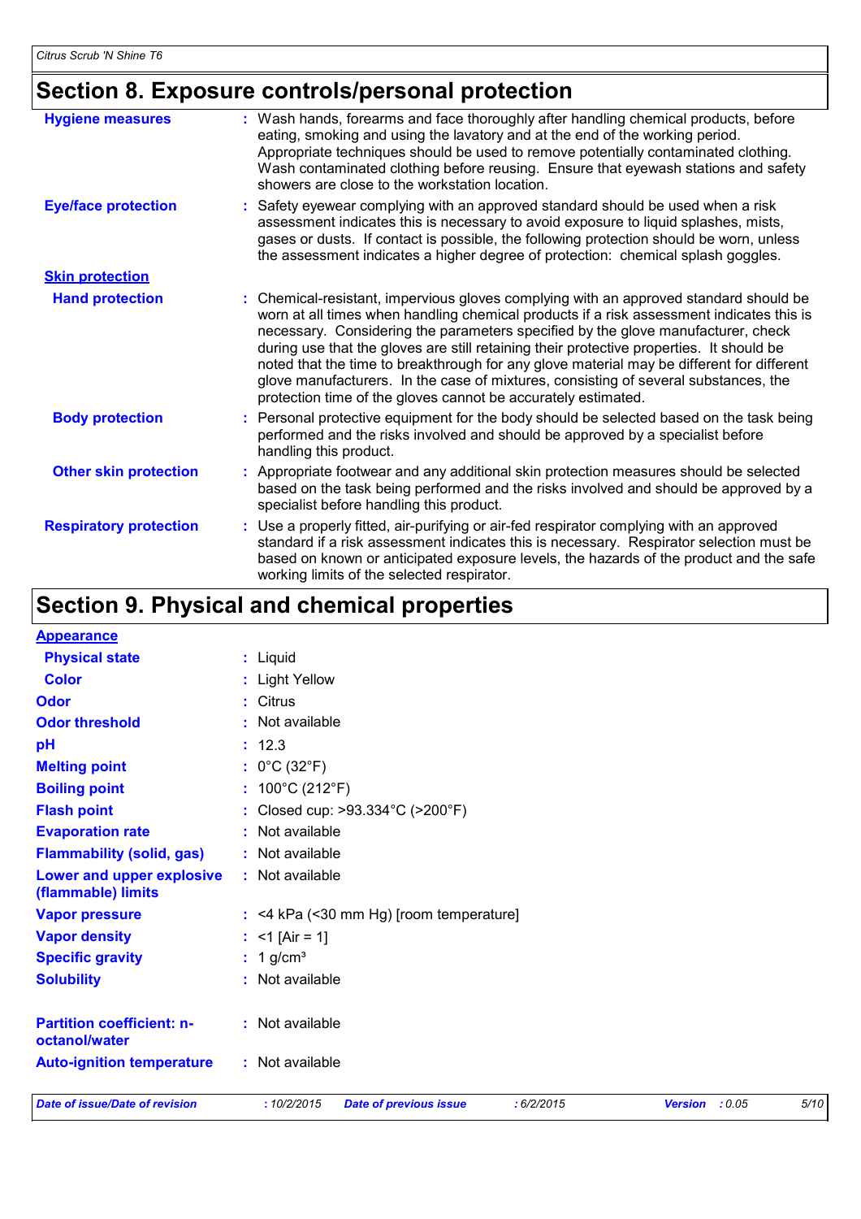## Section 8. Exposure controls/personal protection

**Hygiene measures** : Wash hands, forearms and face thoroughly after handling chemical products, before eating, smoking and using the lavatory and at the end of the working period. Appropriate techniques should be used to remove potentially contaminated clothing. Wash contaminated clothing before reusing. Ensure that eyewash stations and safety showers are close to the workstation location.

**Eye/face protection** : Safety eyewear complying with an approved standard should be used when a risk assessment indicates this is necessary to avoid exposure to liquid splashes, mists, gases or dusts. If contact is possible, the following protection should be worn, unless the assessment indicates a higher degree of protection: chemical splash goggles.

**Skin protection**

**Hand protection** : Chemical-resistant, impervious gloves complying with an approved standard should be worn at all times when handling chemical products if a risk assessment indicates this is necessary. Considering the parameters specified by the glove manufacturer, check during use that the gloves are still retaining their protective properties. It should be noted that the time to breakthrough for any glove material may be different for different glove manufacturers. In the case of mixtures, consisting of several substances, the protection time of the gloves cannot be accurately estimated.

**Body protection** : Personal protective equipment for the body should be selected based on the task being performed and the risks involved and should be approved by a specialist before handling this product.

**Other skin protection** : Appropriate footwear and any additional skin protection measures should be selected based on the task being performed and the risks involved and should be approved by a specialist before handling this product.

**Respiratory protection** : Use a properly fitted, air-purifying or air-fed respirator complying with an approved standard if a risk assessment indicates this is necessary. Respirator selection must be based on known or anticipated exposure levels, the hazards of the product and the safe working limits of the selected respirator.

## Section 9. Physical and chemical properties

**Appearance**

**Physical state** : Liquid

**Color** : Light Yellow

**Odor** : Citrus

**Odor threshold** : Not available

**pH** : 12.3

**Melting point** : 0°C (32°F)

**Boiling point** : 100°C (212°F)

**Flash point** : Closed cup: >93.334°C (>200°F)

**Evaporation rate** : Not available

**Flammability (solid, gas)** : Not available

**Lower and upper explosive (flammable) limits** : Not available

**Vapor pressure** : <4 kPa (<30 mm Hg) [room temperature]

**Vapor density** : <1 [Air = 1]

**Specific gravity** : 1 g/cm³

**Solubility** : Not available

**Partition coefficient: n-octanol/water** : Not available

**Auto-ignition temperature** : Not available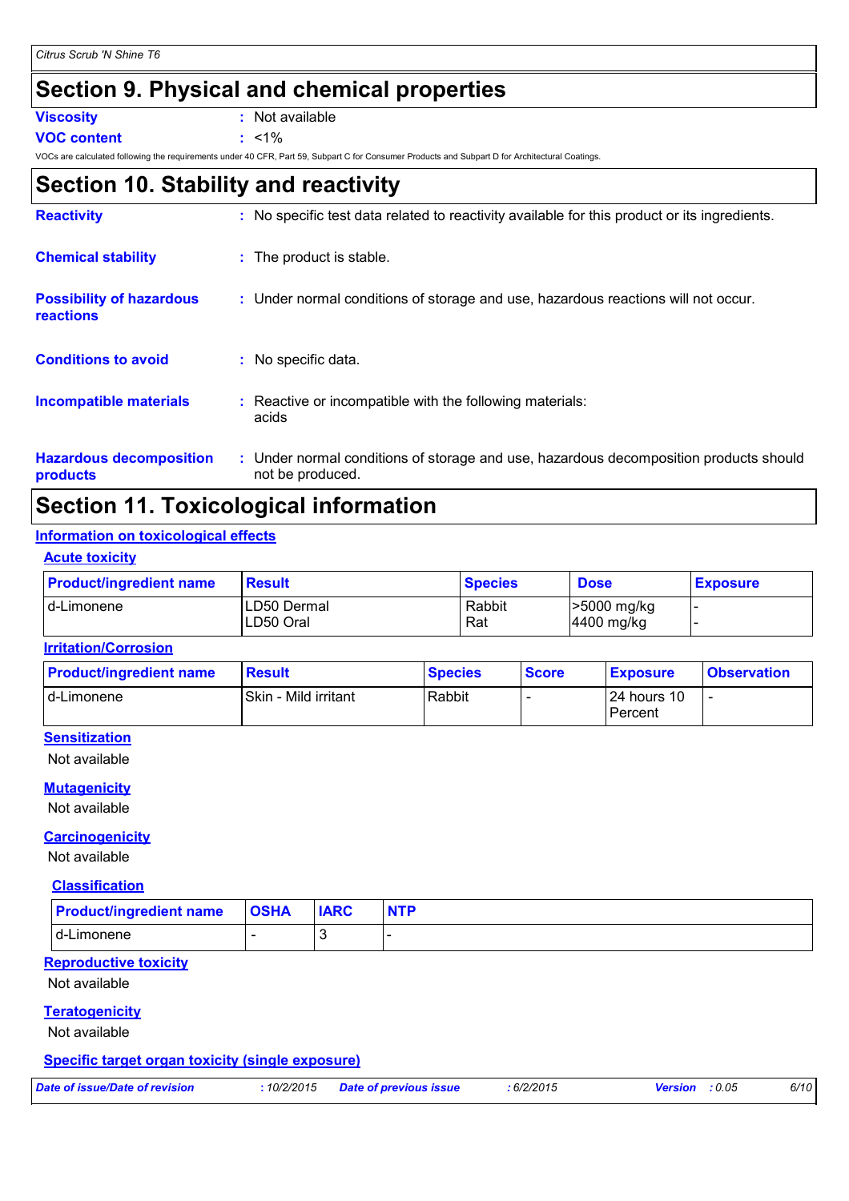## Section 9. Physical and chemical properties

**Viscosity** : Not available

**VOC content** : <1%

VOCs are calculated following the requirements under 40 CFR, Part 59, Subpart C for Consumer Products and Subpart D for Architectural Coatings.

## Section 10. Stability and reactivity

**Reactivity** : No specific test data related to reactivity available for this product or its ingredients.

**Chemical stability** : The product is stable.

**Possibility of hazardous reactions** : Under normal conditions of storage and use, hazardous reactions will not occur.

**Conditions to avoid** : No specific data.

**Incompatible materials** : Reactive or incompatible with the following materials:
acids

**Hazardous decomposition products** : Under normal conditions of storage and use, hazardous decomposition products should not be produced.

## Section 11. Toxicological information

### Information on toxicological effects

#### Acute toxicity

| Product/ingredient name | Result | Species | Dose | Exposure |
|---|---|---|---|---|
| d-Limonene | LD50 Dermal<br>LD50 Oral | Rabbit<br>Rat | >5000 mg/kg<br>4400 mg/kg | -<br>- |

#### Irritation/Corrosion

| Product/ingredient name | Result | Species | Score | Exposure | Observation |
|---|---|---|---|---|---|
| d-Limonene | Skin - Mild irritant | Rabbit | - | 24 hours 10 Percent | - |

#### Sensitization

Not available

#### Mutagenicity

Not available

#### Carcinogenicity

Not available

#### Classification

| Product/ingredient name | OSHA | IARC | NTP |
|---|---|---|---|
| d-Limonene | - | 3 | - |

#### Reproductive toxicity

Not available

#### Teratogenicity

Not available

#### Specific target organ toxicity (single exposure)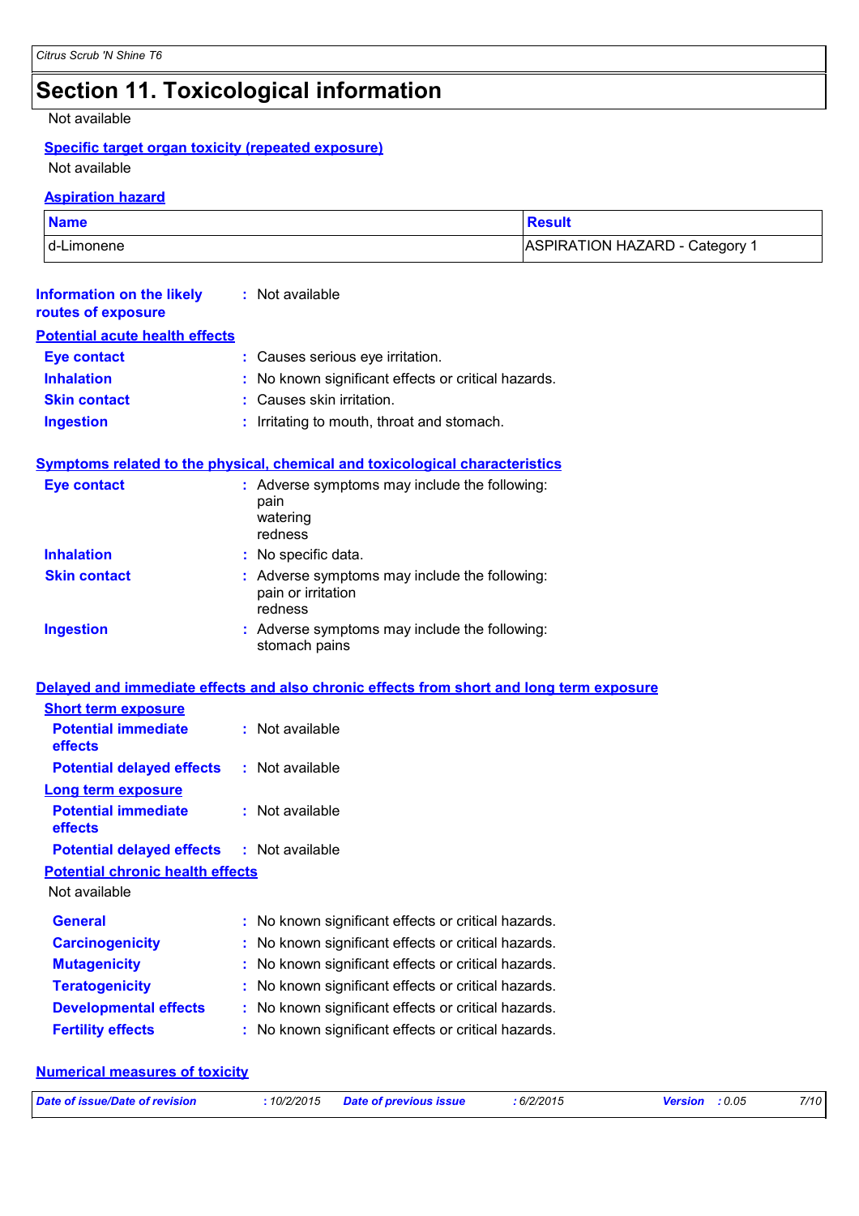# Section 11. Toxicological information

Not available

**Specific target organ toxicity (repeated exposure)**

Not available

**Aspiration hazard**

| Name | Result |
| --- | --- |
| d-Limonene | ASPIRATION HAZARD - Category 1 |

**Information on the likely routes of exposure** : Not available

**Potential acute health effects**

**Eye contact** : Causes serious eye irritation.
**Inhalation** : No known significant effects or critical hazards.
**Skin contact** : Causes skin irritation.
**Ingestion** : Irritating to mouth, throat and stomach.

**Symptoms related to the physical, chemical and toxicological characteristics**

**Eye contact** : Adverse symptoms may include the following:
pain
watering
redness

**Inhalation** : No specific data.

**Skin contact** : Adverse symptoms may include the following:
pain or irritation
redness

**Ingestion** : Adverse symptoms may include the following:
stomach pains

**Delayed and immediate effects and also chronic effects from short and long term exposure**

**Short term exposure**

**Potential immediate effects** : Not available
**Potential delayed effects** : Not available

**Long term exposure**

**Potential immediate effects** : Not available
**Potential delayed effects** : Not available

**Potential chronic health effects**

Not available

**General** : No known significant effects or critical hazards.
**Carcinogenicity** : No known significant effects or critical hazards.
**Mutagenicity** : No known significant effects or critical hazards.
**Teratogenicity** : No known significant effects or critical hazards.
**Developmental effects** : No known significant effects or critical hazards.
**Fertility effects** : No known significant effects or critical hazards.

**Numerical measures of toxicity**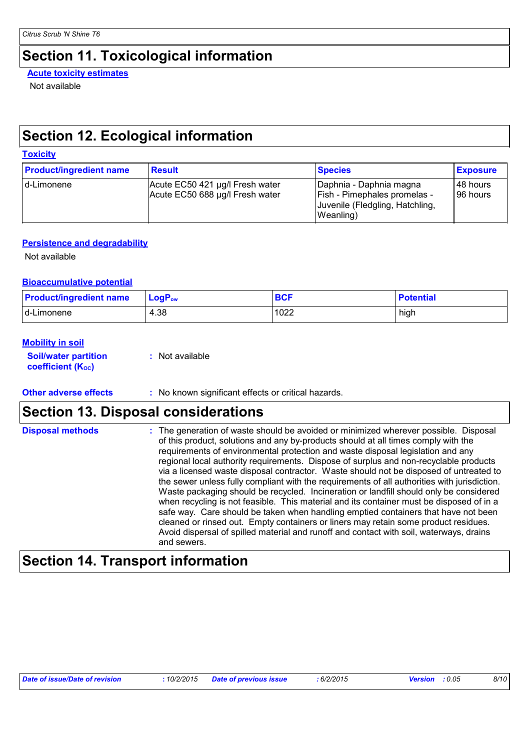## Section 11. Toxicological information

**Acute toxicity estimates**

Not available

## Section 12. Ecological information

**Toxicity**

| Product/ingredient name | Result | Species | Exposure |
|---|---|---|---|
| d-Limonene | Acute EC50 421 µg/l Fresh water<br>Acute EC50 688 µg/l Fresh water | Daphnia - Daphnia magna<br>Fish - Pimephales promelas - Juvenile (Fledgling, Hatchling, Weanling) | 48 hours<br>96 hours |

**Persistence and degradability**

Not available

**Bioaccumulative potential**

| Product/ingredient name | $LogP_{ow}$ | BCF | Potential |
|---|---|---|---|
| d-Limonene | 4.38 | 1022 | high |

**Mobility in soil**

**Soil/water partition coefficient ($K_{OC}$)** : Not available

**Other adverse effects** : No known significant effects or critical hazards.

## Section 13. Disposal considerations

**Disposal methods** : The generation of waste should be avoided or minimized wherever possible. Disposal of this product, solutions and any by-products should at all times comply with the requirements of environmental protection and waste disposal legislation and any regional local authority requirements. Dispose of surplus and non-recyclable products via a licensed waste disposal contractor. Waste should not be disposed of untreated to the sewer unless fully compliant with the requirements of all authorities with jurisdiction. Waste packaging should be recycled. Incineration or landfill should only be considered when recycling is not feasible. This material and its container must be disposed of in a safe way. Care should be taken when handling emptied containers that have not been cleaned or rinsed out. Empty containers or liners may retain some product residues. Avoid dispersal of spilled material and runoff and contact with soil, waterways, drains and sewers.

## Section 14. Transport information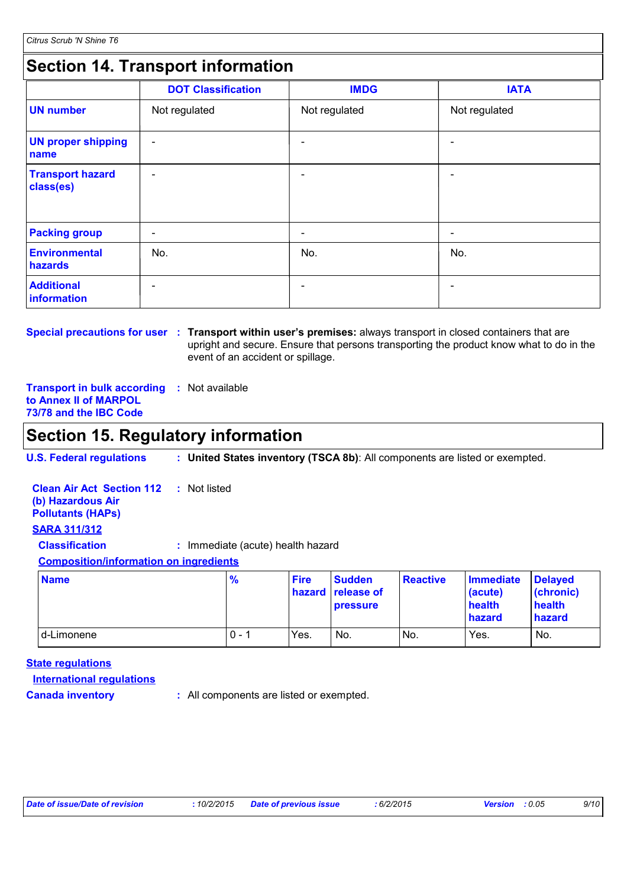## Section 14. Transport information

| | DOT Classification | IMDG | IATA |
|---|---|---|---|
| **UN number** | Not regulated | Not regulated | Not regulated |
| **UN proper shipping name** | - | - | - |
| **Transport hazard class(es)** | - | - | - |
| **Packing group** | - | - | - |
| **Environmental hazards** | No. | No. | No. |
| **Additional information** | - | - | - |

**Special precautions for user** : **Transport within user's premises:** always transport in closed containers that are upright and secure. Ensure that persons transporting the product know what to do in the event of an accident or spillage.

**Transport in bulk according to Annex II of MARPOL 73/78 and the IBC Code** : Not available

## Section 15. Regulatory information

**U.S. Federal regulations** : **United States inventory (TSCA 8b)**: All components are listed or exempted.

**Clean Air Act Section 112 (b) Hazardous Air Pollutants (HAPs)** : Not listed

**SARA 311/312**

**Classification** : Immediate (acute) health hazard

**Composition/information on ingredients**

| Name | % | Fire hazard | Sudden release of pressure | Reactive | Immediate (acute) health hazard | Delayed (chronic) health hazard |
|---|---|---|---|---|---|---|
| d-Limonene | 0 - 1 | Yes. | No. | No. | Yes. | No. |

**State regulations**

**International regulations**

**Canada inventory** : All components are listed or exempted.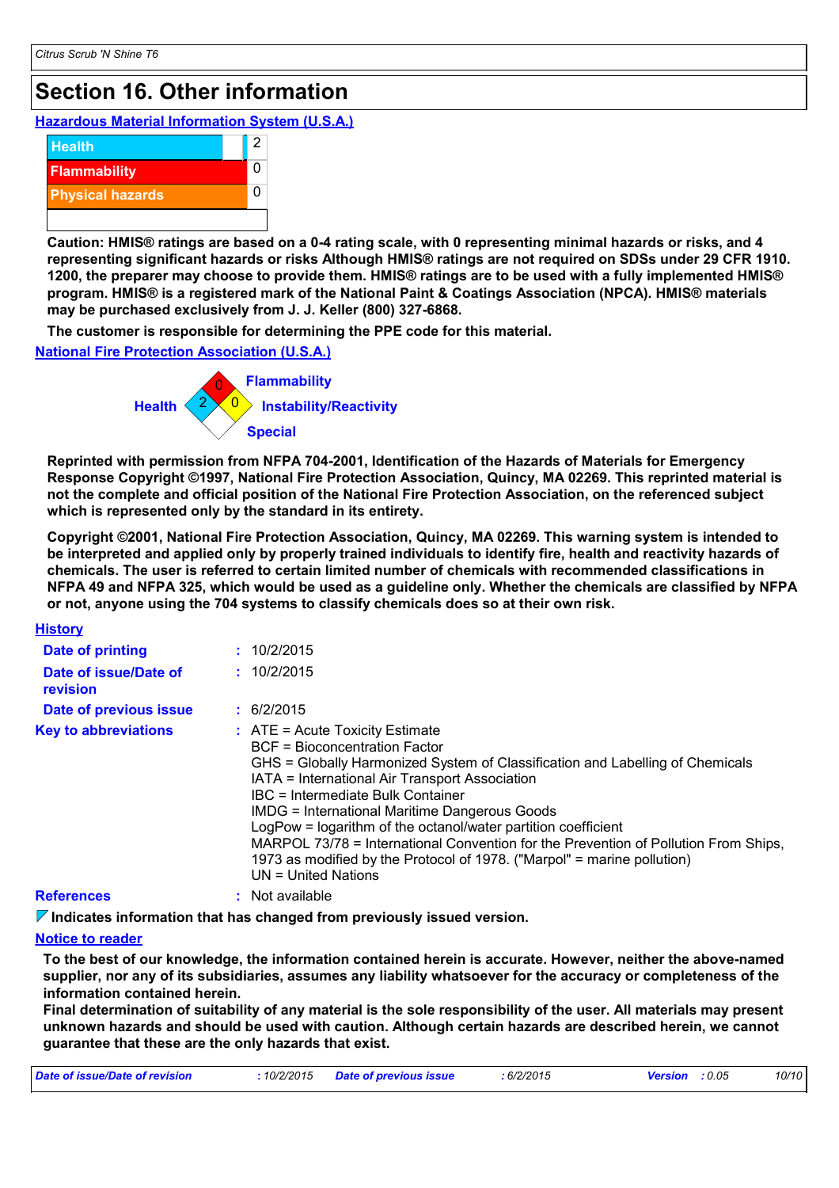# Section 16. Other information

**Hazardous Material Information System (U.S.A.)**

| | |
|---|---|
| Health | 2 |
| Flammability | 0 |
| Physical hazards | 0 |
| | |

**Caution: HMIS® ratings are based on a 0-4 rating scale, with 0 representing minimal hazards or risks, and 4 representing significant hazards or risks Although HMIS® ratings are not required on SDSs under 29 CFR 1910. 1200, the preparer may choose to provide them. HMIS® ratings are to be used with a fully implemented HMIS® program. HMIS® is a registered mark of the National Paint & Coatings Association (NPCA). HMIS® materials may be purchased exclusively from J. J. Keller (800) 327-6868.**

**The customer is responsible for determining the PPE code for this material.**

**National Fire Protection Association (U.S.A.)**

Flammability: 0
Health: 2
Instability/Reactivity: 0
Special

**Reprinted with permission from NFPA 704-2001, Identification of the Hazards of Materials for Emergency Response Copyright ©1997, National Fire Protection Association, Quincy, MA 02269. This reprinted material is not the complete and official position of the National Fire Protection Association, on the referenced subject which is represented only by the standard in its entirety.**

**Copyright ©2001, National Fire Protection Association, Quincy, MA 02269. This warning system is intended to be interpreted and applied only by properly trained individuals to identify fire, health and reactivity hazards of chemicals. The user is referred to certain limited number of chemicals with recommended classifications in NFPA 49 and NFPA 325, which would be used as a guideline only. Whether the chemicals are classified by NFPA or not, anyone using the 704 systems to classify chemicals does so at their own risk.**

**History**

**Date of printing** : 10/2/2015

**Date of issue/Date of revision** : 10/2/2015

**Date of previous issue** : 6/2/2015

**Key to abbreviations** :
ATE = Acute Toxicity Estimate
BCF = Bioconcentration Factor
GHS = Globally Harmonized System of Classification and Labelling of Chemicals
IATA = International Air Transport Association
IBC = Intermediate Bulk Container
IMDG = International Maritime Dangerous Goods
LogPow = logarithm of the octanol/water partition coefficient
MARPOL 73/78 = International Convention for the Prevention of Pollution From Ships, 1973 as modified by the Protocol of 1978. ("Marpol" = marine pollution)
UN = United Nations

**References** : Not available

**Indicates information that has changed from previously issued version.**

**Notice to reader**

**To the best of our knowledge, the information contained herein is accurate. However, neither the above-named supplier, nor any of its subsidiaries, assumes any liability whatsoever for the accuracy or completeness of the information contained herein.**
**Final determination of suitability of any material is the sole responsibility of the user. All materials may present unknown hazards and should be used with caution. Although certain hazards are described herein, we cannot guarantee that these are the only hazards that exist.**